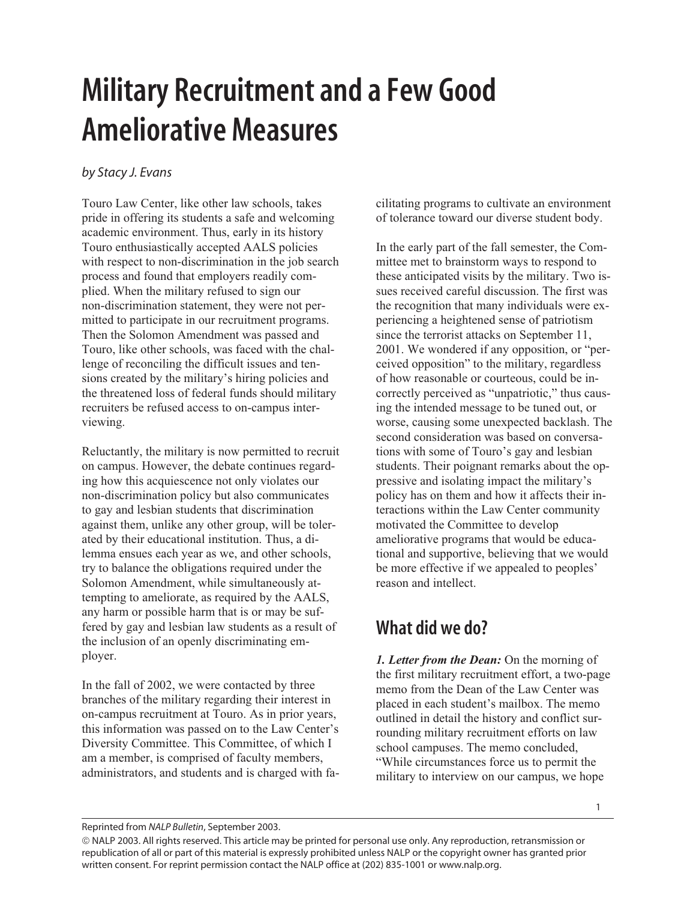# Military Recruitment and a Few Good Ameliorative Measures

*by Stacy J. Evans*

Touro Law Center, like other law schools, takes pride in offering its students a safe and welcoming academic environment. Thus, early in its history Touro enthusiastically accepted AALS policies with respect to non-discrimination in the job search process and found that employers readily complied. When the military refused to sign our non-discrimination statement, they were not permitted to participate in our recruitment programs. Then the Solomon Amendment was passed and Touro, like other schools, was faced with the challenge of reconciling the difficult issues and tensions created by the military's hiring policies and the threatened loss of federal funds should military recruiters be refused access to on-campus interviewing.

Reluctantly, the military is now permitted to recruit on campus. However, the debate continues regarding how this acquiescence not only violates our non-discrimination policy but also communicates to gay and lesbian students that discrimination against them, unlike any other group, will be tolerated by their educational institution. Thus, a dilemma ensues each year as we, and other schools, try to balance the obligations required under the Solomon Amendment, while simultaneously attempting to ameliorate, as required by the AALS, any harm or possible harm that is or may be suffered by gay and lesbian law students as a result of the inclusion of an openly discriminating employer.

In the fall of 2002, we were contacted by three branches of the military regarding their interest in on-campus recruitment at Touro. As in prior years, this information was passed on to the Law Center's Diversity Committee. This Committee, of which I am a member, is comprised of faculty members, administrators, and students and is charged with facilitating programs to cultivate an environment of tolerance toward our diverse student body.

In the early part of the fall semester, the Committee met to brainstorm ways to respond to these anticipated visits by the military. Two issues received careful discussion. The first was the recognition that many individuals were experiencing a heightened sense of patriotism since the terrorist attacks on September 11, 2001. We wondered if any opposition, or "perceived opposition" to the military, regardless of how reasonable or courteous, could be incorrectly perceived as "unpatriotic," thus causing the intended message to be tuned out, or worse, causing some unexpected backlash. The second consideration was based on conversations with some of Touro's gay and lesbian students. Their poignant remarks about the oppressive and isolating impact the military's policy has on them and how it affects their interactions within the Law Center community motivated the Committee to develop ameliorative programs that would be educational and supportive, believing that we would be more effective if we appealed to peoples' reason and intellect.

## What did we do?

***1. Letter from the Dean:*** On the morning of the first military recruitment effort, a two-page memo from the Dean of the Law Center was placed in each student's mailbox. The memo outlined in detail the history and conflict surrounding military recruitment efforts on law school campuses. The memo concluded, "While circumstances force us to permit the military to interview on our campus, we hope

Reprinted from *NALP Bulletin*, September 2003.

© NALP 2003. All rights reserved. This article may be printed for personal use only. Any reproduction, retransmission or republication of all or part of this material is expressly prohibited unless NALP or the copyright owner has granted prior written consent. For reprint permission contact the NALP office at (202) 835-1001 or www.nalp.org.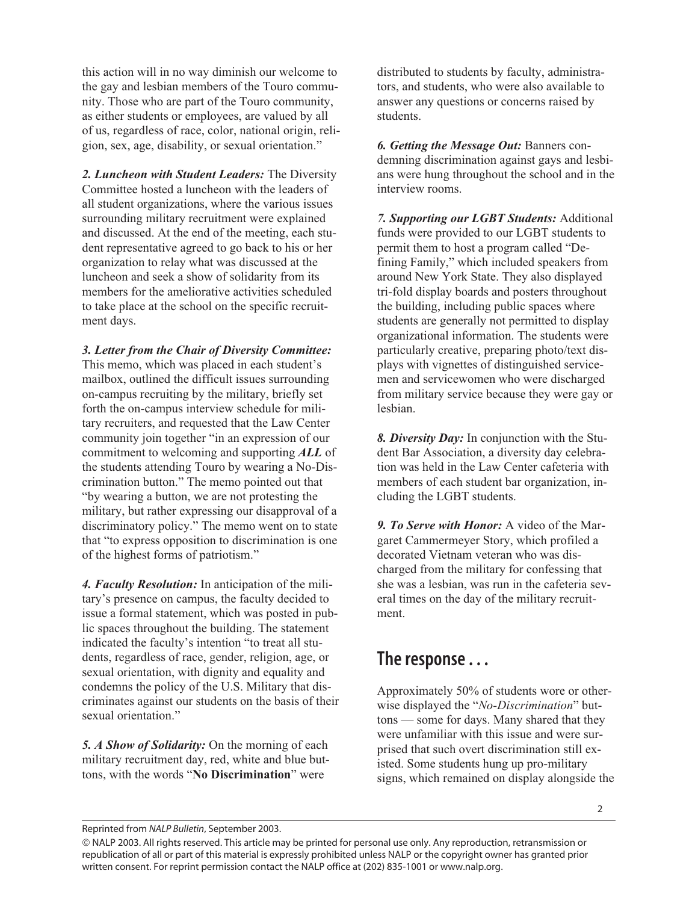this action will in no way diminish our welcome to the gay and lesbian members of the Touro community. Those who are part of the Touro community, as either students or employees, are valued by all of us, regardless of race, color, national origin, religion, sex, age, disability, or sexual orientation."

***2. Luncheon with Student Leaders:*** The Diversity Committee hosted a luncheon with the leaders of all student organizations, where the various issues surrounding military recruitment were explained and discussed. At the end of the meeting, each student representative agreed to go back to his or her organization to relay what was discussed at the luncheon and seek a show of solidarity from its members for the ameliorative activities scheduled to take place at the school on the specific recruitment days.

***3. Letter from the Chair of Diversity Committee:*** This memo, which was placed in each student's mailbox, outlined the difficult issues surrounding on-campus recruiting by the military, briefly set forth the on-campus interview schedule for military recruiters, and requested that the Law Center community join together "in an expression of our commitment to welcoming and supporting ***ALL*** of the students attending Touro by wearing a No-Discrimination button." The memo pointed out that "by wearing a button, we are not protesting the military, but rather expressing our disapproval of a discriminatory policy." The memo went on to state that "to express opposition to discrimination is one of the highest forms of patriotism."

***4. Faculty Resolution:*** In anticipation of the military's presence on campus, the faculty decided to issue a formal statement, which was posted in public spaces throughout the building. The statement indicated the faculty's intention "to treat all students, regardless of race, gender, religion, age, or sexual orientation, with dignity and equality and condemns the policy of the U.S. Military that discriminates against our students on the basis of their sexual orientation."

***5. A Show of Solidarity:*** On the morning of each military recruitment day, red, white and blue buttons, with the words "**No Discrimination**" were distributed to students by faculty, administrators, and students, who were also available to answer any questions or concerns raised by students.

***6. Getting the Message Out:*** Banners condemning discrimination against gays and lesbians were hung throughout the school and in the interview rooms.

***7. Supporting our LGBT Students:*** Additional funds were provided to our LGBT students to permit them to host a program called "Defining Family," which included speakers from around New York State. They also displayed tri-fold display boards and posters throughout the building, including public spaces where students are generally not permitted to display organizational information. The students were particularly creative, preparing photo/text displays with vignettes of distinguished servicemen and servicewomen who were discharged from military service because they were gay or lesbian.

***8. Diversity Day:*** In conjunction with the Student Bar Association, a diversity day celebration was held in the Law Center cafeteria with members of each student bar organization, including the LGBT students.

***9. To Serve with Honor:*** A video of the Margaret Cammermeyer Story, which profiled a decorated Vietnam veteran who was discharged from the military for confessing that she was a lesbian, was run in the cafeteria several times on the day of the military recruitment.

## The response . . .

Approximately 50% of students wore or otherwise displayed the "*No-Discrimination*" buttons — some for days. Many shared that they were unfamiliar with this issue and were surprised that such overt discrimination still existed. Some students hung up pro-military signs, which remained on display alongside the

Reprinted from *NALP Bulletin*, September 2003.

© NALP 2003. All rights reserved. This article may be printed for personal use only. Any reproduction, retransmission or republication of all or part of this material is expressly prohibited unless NALP or the copyright owner has granted prior written consent. For reprint permission contact the NALP office at (202) 835-1001 or www.nalp.org.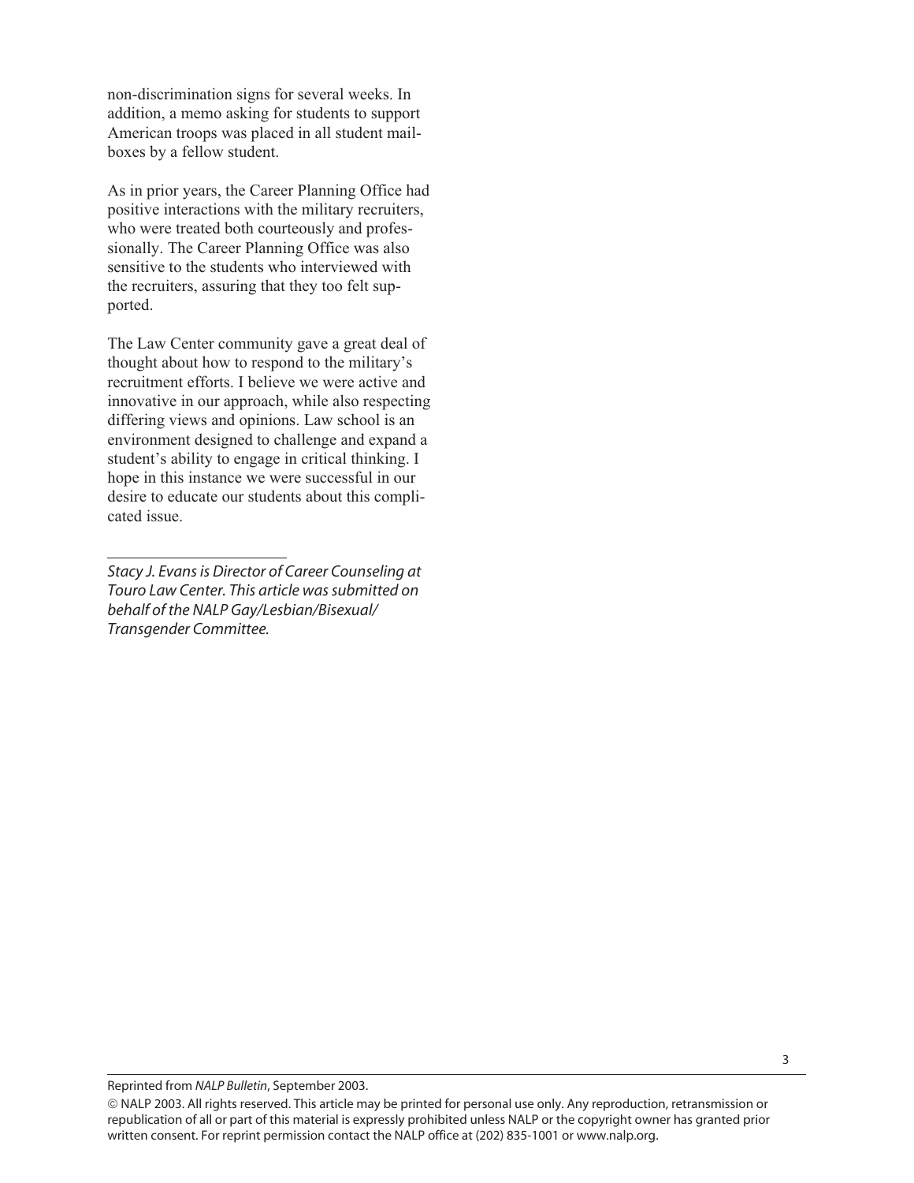non-discrimination signs for several weeks. In addition, a memo asking for students to support American troops was placed in all student mailboxes by a fellow student.

As in prior years, the Career Planning Office had positive interactions with the military recruiters, who were treated both courteously and professionally. The Career Planning Office was also sensitive to the students who interviewed with the recruiters, assuring that they too felt supported.

The Law Center community gave a great deal of thought about how to respond to the military's recruitment efforts. I believe we were active and innovative in our approach, while also respecting differing views and opinions. Law school is an environment designed to challenge and expand a student's ability to engage in critical thinking. I hope in this instance we were successful in our desire to educate our students about this complicated issue.

---

*Stacy J. Evans is Director of Career Counseling at Touro Law Center. This article was submitted on behalf of the NALP Gay/Lesbian/Bisexual/Transgender Committee.*

Reprinted from *NALP Bulletin*, September 2003.

© NALP 2003. All rights reserved. This article may be printed for personal use only. Any reproduction, retransmission or republication of all or part of this material is expressly prohibited unless NALP or the copyright owner has granted prior written consent. For reprint permission contact the NALP office at (202) 835-1001 or www.nalp.org.